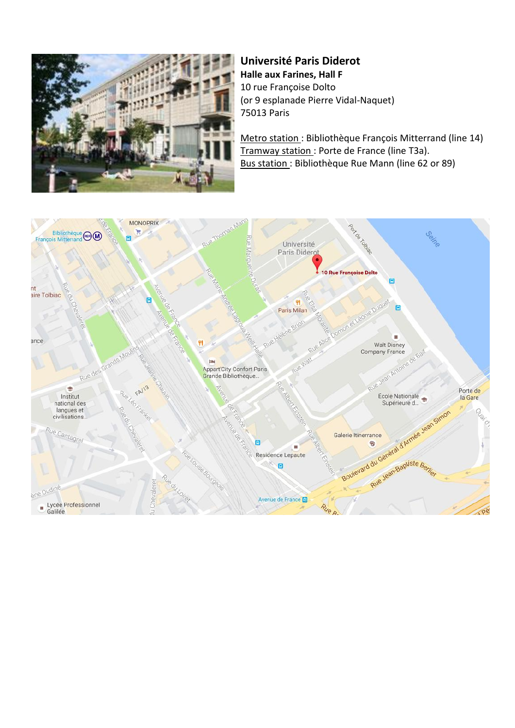**Université Paris Diderot**

**Halle aux Farines, Hall F**

10 rue Françoise Dolto

(or 9 esplanade Pierre Vidal-Naquet)

75013 Paris

Metro station : Bibliothèque François Mitterrand (line 14)

Tramway station : Porte de France (line T3a).

Bus station : Bibliothèque Rue Mann (line 62 or 89)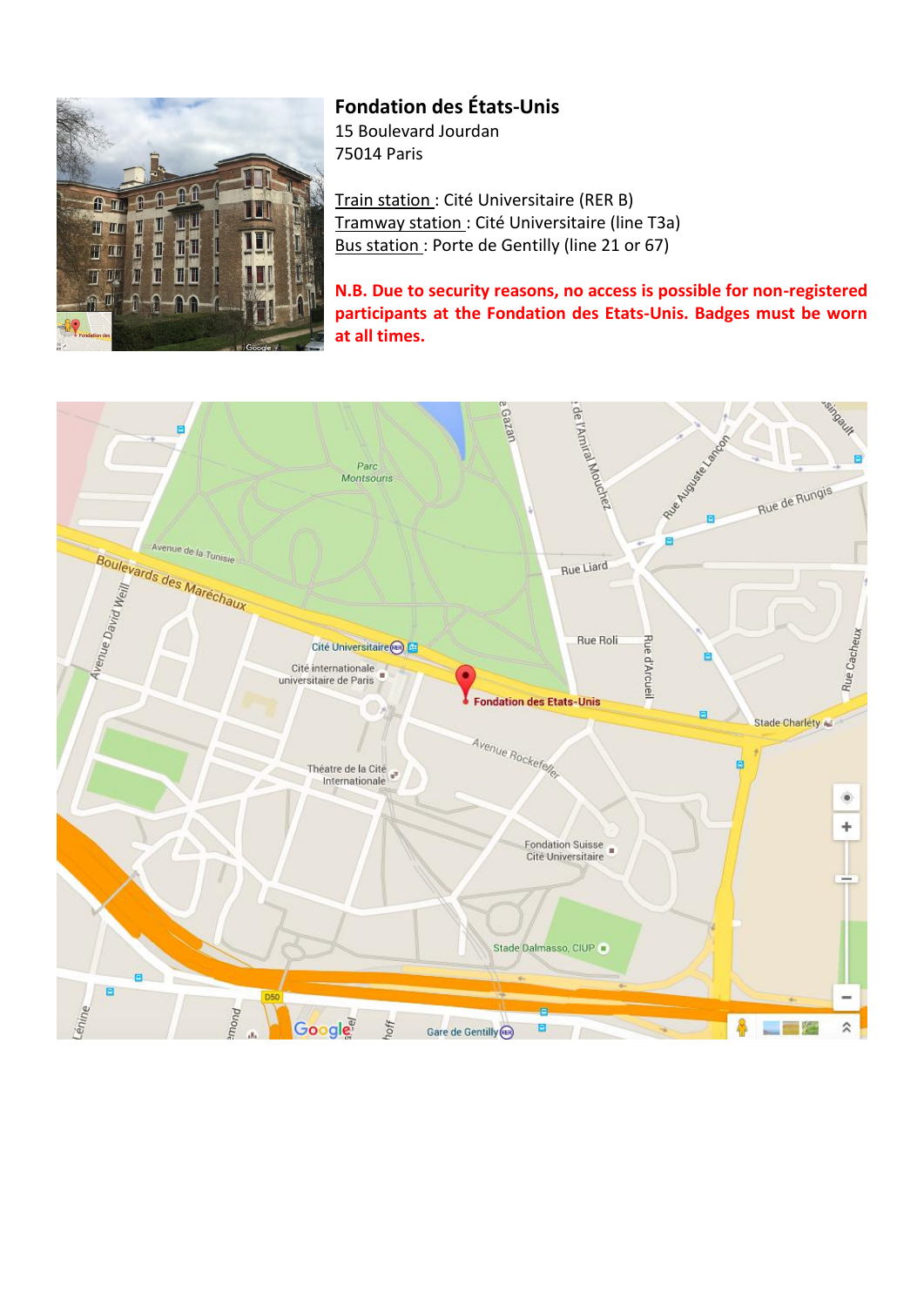**Fondation des États-Unis**
15 Boulevard Jourdan
75014 Paris

Train station : Cité Universitaire (RER B)
Tramway station : Cité Universitaire (line T3a)
Bus station : Porte de Gentilly (line 21 or 67)

**N.B. Due to security reasons, no access is possible for non-registered participants at the Fondation des Etats-Unis. Badges must be worn at all times.**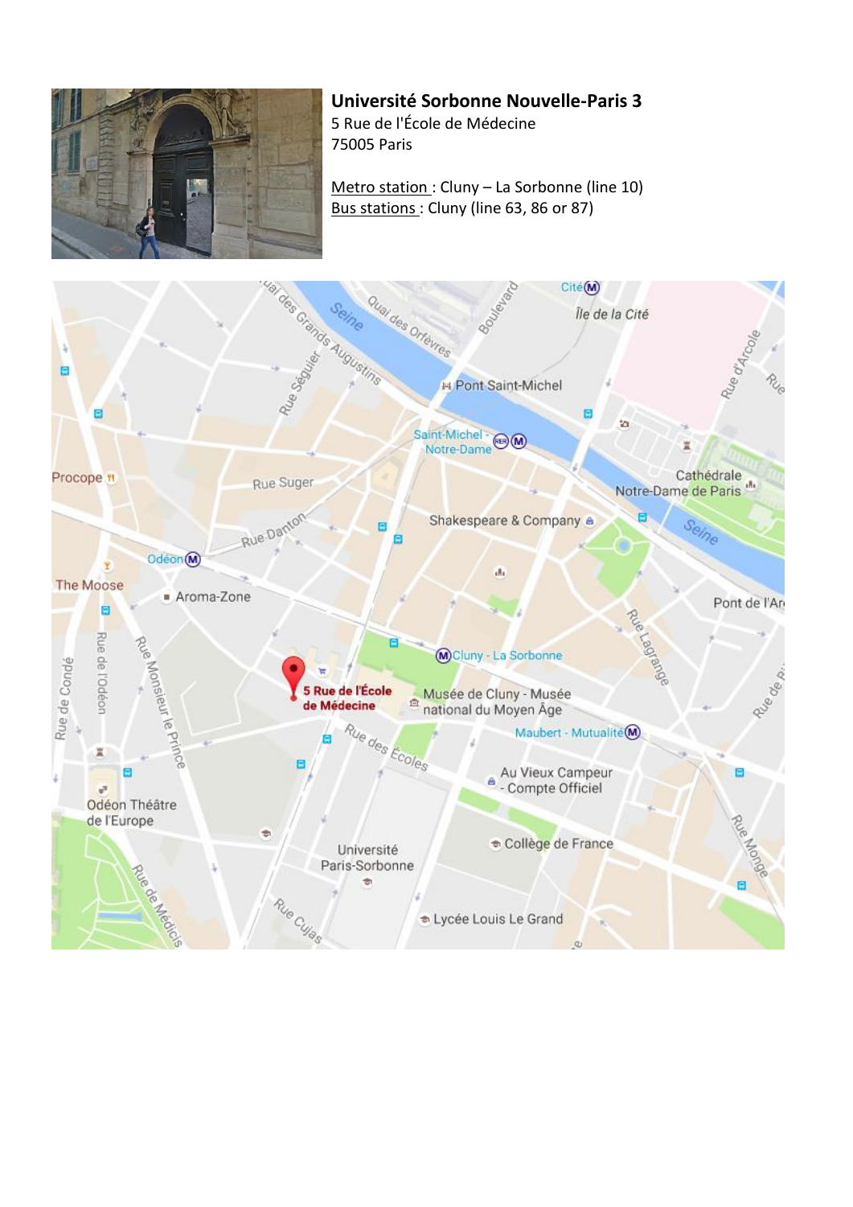**Université Sorbonne Nouvelle-Paris 3**
5 Rue de l'École de Médecine
75005 Paris

<u>Metro station</u> : Cluny – La Sorbonne (line 10)
<u>Bus stations</u> : Cluny (line 63, 86 or 87)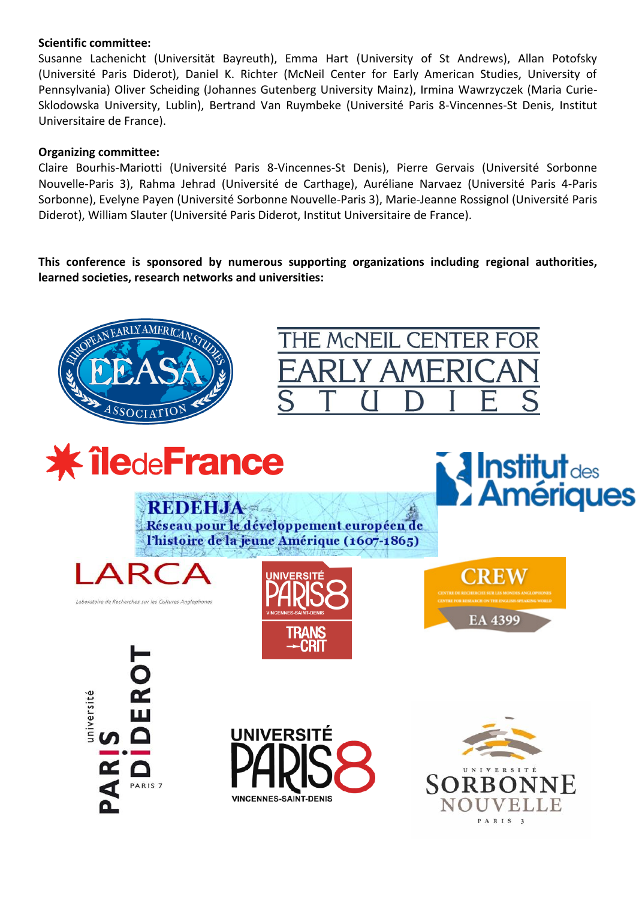**Scientific committee:**
Susanne Lachenicht (Universität Bayreuth), Emma Hart (University of St Andrews), Allan Potofsky (Université Paris Diderot), Daniel K. Richter (McNeil Center for Early American Studies, University of Pennsylvania) Oliver Scheiding (Johannes Gutenberg University Mainz), Irmina Wawrzyczek (Maria Curie-Sklodowska University, Lublin), Bertrand Van Ruymbeke (Université Paris 8-Vincennes-St Denis, Institut Universitaire de France).

**Organizing committee:**
Claire Bourhis-Mariotti (Université Paris 8-Vincennes-St Denis), Pierre Gervais (Université Sorbonne Nouvelle-Paris 3), Rahma Jehrad (Université de Carthage), Auréliane Narvaez (Université Paris 4-Paris Sorbonne), Evelyne Payen (Université Sorbonne Nouvelle-Paris 3), Marie-Jeanne Rossignol (Université Paris Diderot), William Slauter (Université Paris Diderot, Institut Universitaire de France).

**This conference is sponsored by numerous supporting organizations including regional authorities, learned societies, research networks and universities:**

European Early American Studies Association — EEASA

THE McNEIL CENTER FOR EARLY AMERICAN STUDIES

îledeFrance

Institut des Amériques

REDEHJA
Réseau pour le développement européen de l'histoire de la jeune Amérique (1607-1865)

LARCA
Laboratoire de Recherches sur les Cultures Anglophones

UNIVERSITÉ PARIS 8 VINCENNES-SAINT-DENIS — TRANS CRIT

CREW
Centre de recherche sur les mondes anglophones
Centre for research on the English-speaking world
EA 4399

université PARIS DIDEROT PARIS 7

UNIVERSITÉ PARIS 8 VINCENNES-SAINT-DENIS

UNIVERSITÉ SORBONNE NOUVELLE PARIS 3